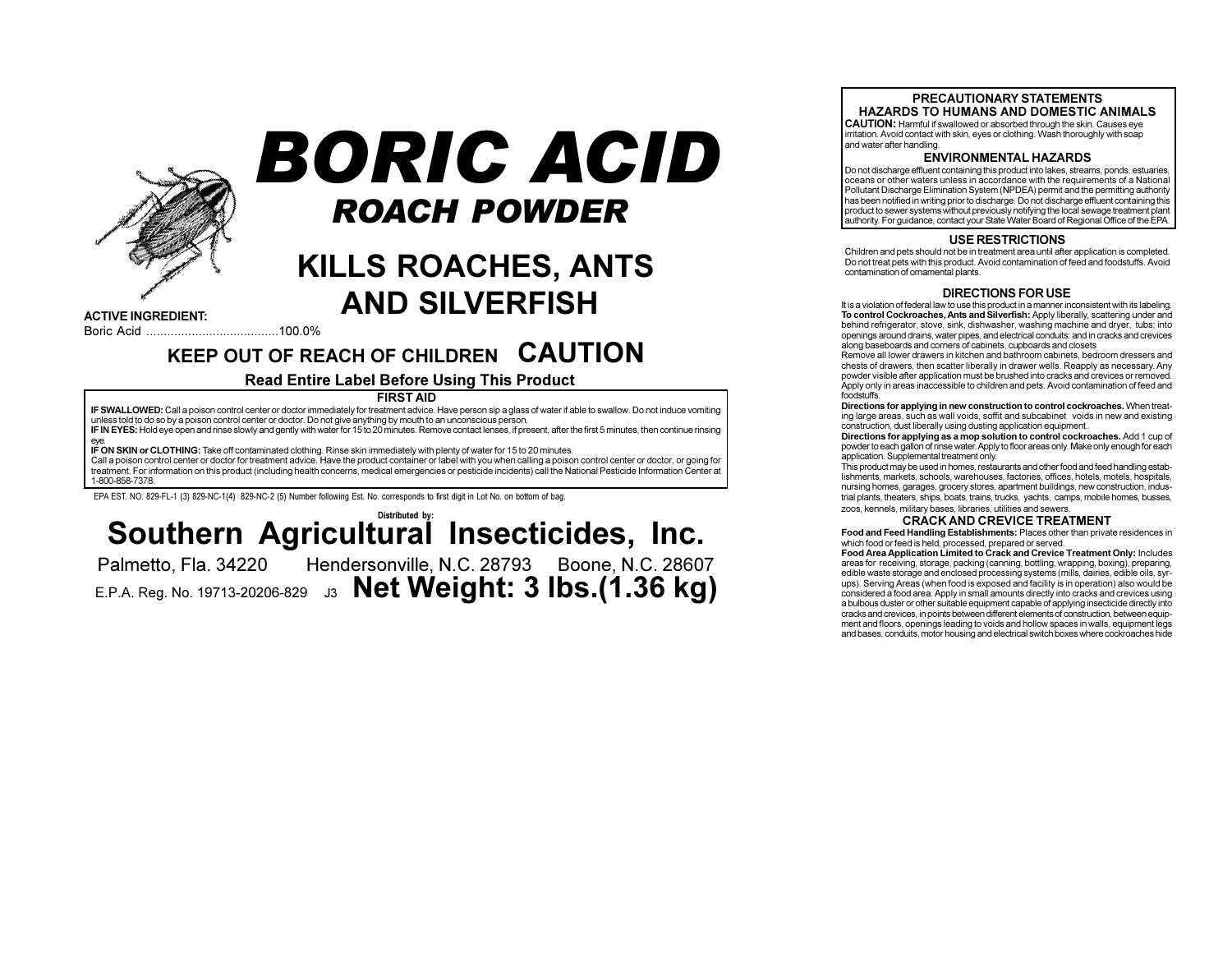# BORIC ACID

## *ROACH POWDER*

## KILLS ROACHES, ANTS AND SILVERFISH

**ACTIVE INGREDIENT:**

Boric Acid ......................................100.0%

**KEEP OUT OF REACH OF CHILDREN CAUTION**

**Read Entire Label Before Using This Product**

### FIRST AID

**IF SWALLOWED:** Call a poison control center or doctor immediately for treatment advice. Have person sip a glass of water if able to swallow. Do not induce vomiting unless told to do so by a poison control center or doctor. Do not give anything by mouth to an unconscious person.

**IF IN EYES:** Hold eye open and rinse slowly and gently with water for 15 to 20 minutes. Remove contact lenses, if present, after the first 5 minutes, then continue rinsing eye.

**IF ON SKIN or CLOTHING:** Take off contaminated clothing. Rinse skin immediately with plenty of water for 15 to 20 minutes.

Call a poison control center or doctor for treatment advice. Have the product container or label with you when calling a poison control center or doctor, or going for treatment. For information on this product (including health concerns, medical emergencies or pesticide incidents) call the National Pesticide Information Center at 1-800-858-7378.

EPA EST. NO. 829-FL-1 (3) 829-NC-1(4) 829-NC-2 (5) Number following Est. No. corresponds to first digit in Lot No. on bottom of bag.

Distributed by:

## Southern Agricultural Insecticides, Inc.

Palmetto, Fla. 34220 Hendersonville, N.C. 28793 Boone, N.C. 28607

E.P.A. Reg. No. 19713-20206-829 J3 **Net Weight: 3 lbs.(1.36 kg)**

### PRECAUTIONARY STATEMENTS
### HAZARDS TO HUMANS AND DOMESTIC ANIMALS

**CAUTION:** Harmful if swallowed or absorbed through the skin. Causes eye irritation. Avoid contact with skin, eyes or clothing. Wash thoroughly with soap and water after handling.

### ENVIRONMENTAL HAZARDS

Do not discharge effluent containing this product into lakes, streams, ponds, estuaries, oceans or other waters unless in accordance with the requirements of a National Pollutant Discharge Elimination System (NPDEA) permit and the permitting authority has been notified in writing prior to discharge. Do not discharge effluent containing this product to sewer systems without previously notifying the local sewage treatment plant authority. For guidance, contact your State Water Board of Regional Office of the EPA.

### USE RESTRICTIONS

Children and pets should not be in treatment area until after application is completed. Do not treat pets with this product. Avoid contamination of feed and foodstuffs. Avoid contamination of ornamental plants.

### DIRECTIONS FOR USE

It is a violation of federal law to use this product in a manner inconsistent with its labeling.

**To control Cockroaches, Ants and Silverfish:** Apply liberally, scattering under and behind refrigerator, stove, sink, dishwasher, washing machine and dryer, tubs; into openings around drains, water pipes, and electrical conduits; and in cracks and crevices along baseboards and corners of cabinets, cupboards and closets

Remove all lower drawers in kitchen and bathroom cabinets, bedroom dressers and chests of drawers, then scatter liberally in drawer wells. Reapply as necessary. Any powder visible after application must be brushed into cracks and crevices or removed. Apply only in areas inaccessible to children and pets. Avoid contamination of feed and foodstuffs.

**Directions for applying in new construction to control cockroaches.** When treating large areas, such as wall voids, soffit and subcabinet voids in new and existing construction, dust liberally using dusting application equipment.

**Directions for applying as a mop solution to control cockroaches.** Add 1 cup of powder to each gallon of rinse water. Apply to floor areas only. Make only enough for each application. Supplemental treatment only.

This product may be used in homes, restaurants and other food and feed handling establishments, markets, schools, warehouses, factories, offices, hotels, motels, hospitals, nursing homes, garages, grocery stores, apartment buildings, new construction, industrial plants, theaters, ships, boats, trains, trucks, yachts, camps, mobile homes, busses, zoos, kennels, military bases, libraries, utilities and sewers.

### CRACK AND CREVICE TREATMENT

**Food and Feed Handling Establishments:** Places other than private residences in which food or feed is held, processed, prepared or served.

**Food Area Application Limited to Crack and Crevice Treatment Only:** Includes areas for receiving, storage, packing (canning, bottling, wrapping, boxing), preparing, edible waste storage and enclosed processing systems (mills, dairies, edible oils, syrups). Serving Areas (when food is exposed and facility is in operation) also would be considered a food area. Apply in small amounts directly into cracks and crevices using a bulbous duster or other suitable equipment capable of applying insecticide directly into cracks and crevices, in points between different elements of construction, between equipment and floors, openings leading to voids and hollow spaces in walls, equipment legs and bases, conduits, motor housing and electrical switch boxes where cockroaches hide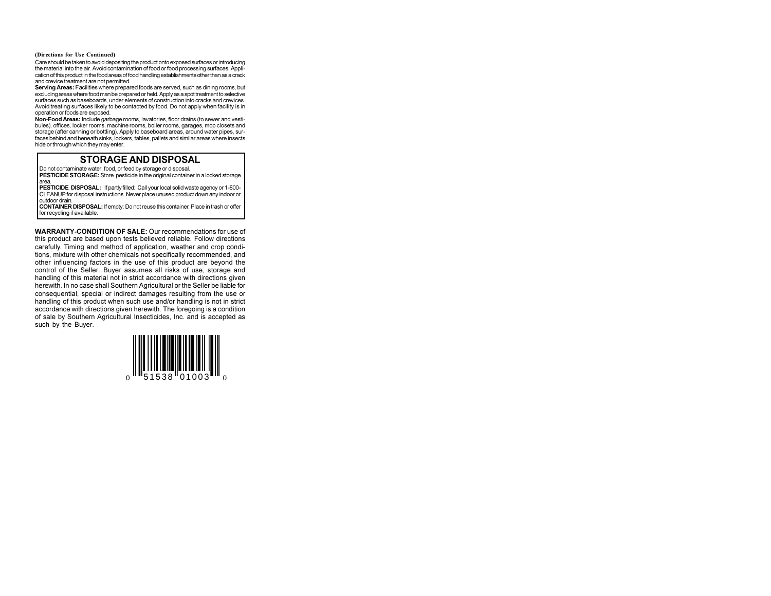**(Directions for Use Continued)**

Care should be taken to avoid depositing the product onto exposed surfaces or introducing the material into the air. Avoid contamination of food or food processing surfaces. Application of this product in the food areas of food handling establishments other than as a crack and crevice treatment are not permitted.

**Serving Areas:** Facilities where prepared foods are served, such as dining rooms, but excluding areas where food man be prepared or held. Apply as a spot treatment to selective surfaces such as baseboards, under elements of construction into cracks and crevices. Avoid treating surfaces likely to be contacted by food. Do not apply when facility is in operation or foods are exposed.

**Non-Food Areas:** Include garbage rooms, lavatories, floor drains (to sewer and vestibules), offices, locker rooms, machine rooms, boiler rooms, garages, mop closets and storage (after canning or bottling). Apply to baseboard areas, around water pipes, surfaces behind and beneath sinks, lockers, tables, pallets and similar areas where insects hide or through which they may enter.

## STORAGE AND DISPOSAL

Do not contaminate water, food, or feed by storage or disposal.

**PESTICIDE STORAGE:** Store pesticide in the original container in a locked storage area.

**PESTICIDE DISPOSAL:** If partly filled: Call your local solid waste agency or 1-800-CLEANUP for disposal instructions. Never place unused product down any indoor or outdoor drain.

**CONTAINER DISPOSAL:** If empty: Do not reuse this container. Place in trash or offer for recycling if available.

**WARRANTY-CONDITION OF SALE:** Our recommendations for use of this product are based upon tests believed reliable. Follow directions carefully. Timing and method of application, weather and crop conditions, mixture with other chemicals not specifically recommended, and other influencing factors in the use of this product are beyond the control of the Seller. Buyer assumes all risks of use, storage and handling of this material not in strict accordance with directions given herewith. In no case shall Southern Agricultural or the Seller be liable for consequential, special or indirect damages resulting from the use or handling of this product when such use and/or handling is not in strict accordance with directions given herewith. The foregoing is a condition of sale by Southern Agricultural Insecticides, Inc. and is accepted as such by the Buyer.

0 51538 01003 0